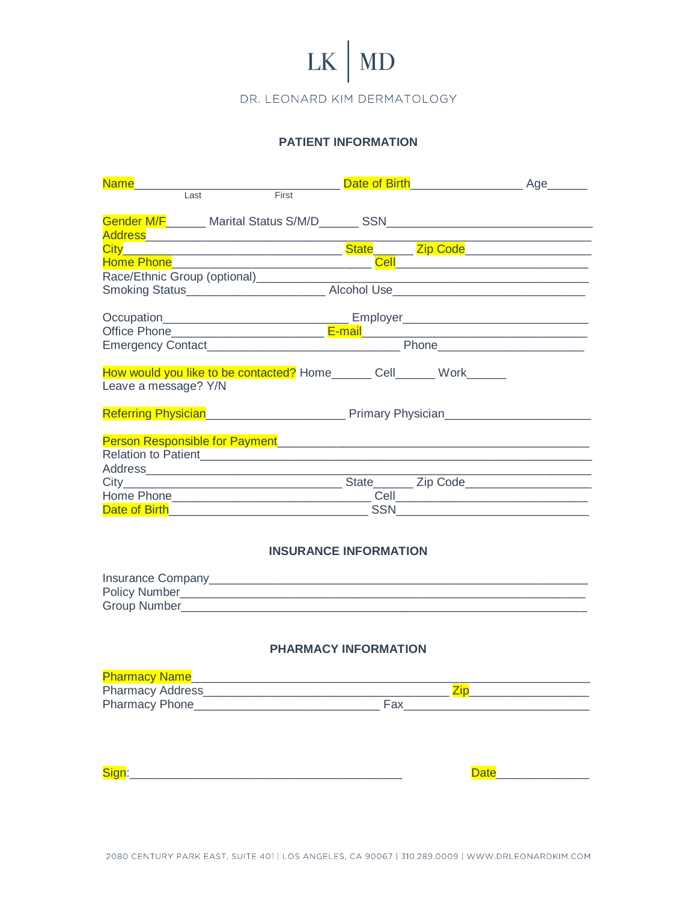LK | MD

DR. LEONARD KIM DERMATOLOGY

## PATIENT INFORMATION

Name______________________________ Date of Birth________________ Age______
Last First

Gender M/F______ Marital Status S/M/D______ SSN______________________________
Address_________________________________________________________________
City________________________________ State_____ Zip Code_________________
Home Phone_____________________________ Cell____________________________
Race/Ethnic Group (optional)_____________________________________________
Smoking Status____________________ Alcohol Use__________________________

Occupation___________________________ Employer__________________________
Office Phone______________________ E-mail______________________________
Emergency Contact____________________________ Phone_____________________

How would you like to be contacted? Home______ Cell______ Work______
Leave a message? Y/N

Referring Physician____________________ Primary Physician_____________________

Person Responsible for Payment____________________________________________
Relation to Patient____________________________________________________
Address_________________________________________________________________
City________________________________ State______ Zip Code__________________
Home Phone_____________________________ Cell____________________________
Date of Birth____________________________ SSN____________________________

## INSURANCE INFORMATION

Insurance Company_______________________________________________________
Policy Number__________________________________________________________
Group Number__________________________________________________________

## PHARMACY INFORMATION

Pharmacy Name_________________________________________________________
Pharmacy Address____________________________________ Zip_________________
Pharmacy Phone___________________________ Fax___________________________

Sign:________________________________________ Date_____________

2080 CENTURY PARK EAST, SUITE 401 | LOS ANGELES, CA 90067 | 310.289.0009 | WWW.DRLEONARDKIM.COM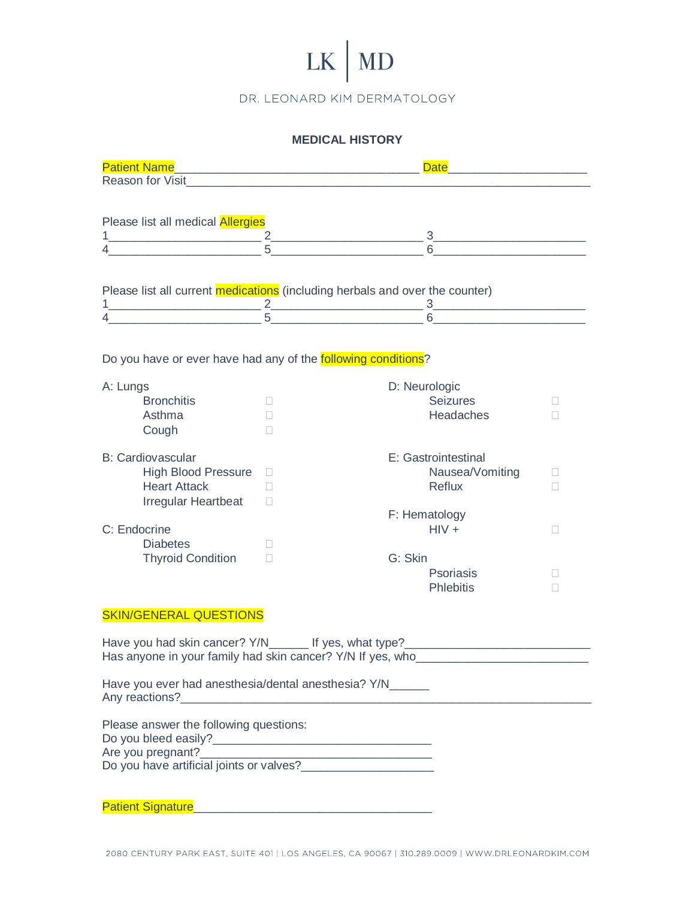LK | MD

DR. LEONARD KIM DERMATOLOGY

## MEDICAL HISTORY

Patient Name_____________________________________ Date_____________________
Reason for Visit_____________________________________________________________

Please list all medical Allergies

1______________________ 2______________________ 3______________________
4______________________ 5______________________ 6______________________

Please list all current medications (including herbals and over the counter)

1______________________ 2______________________ 3______________________
4______________________ 5______________________ 6______________________

Do you have or ever have had any of the following conditions?

A: Lungs
- Bronchitis ☐
- Asthma ☐
- Cough ☐

B: Cardiovascular
- High Blood Pressure ☐
- Heart Attack ☐
- Irregular Heartbeat ☐

C: Endocrine
- Diabetes ☐
- Thyroid Condition ☐

D: Neurologic
- Seizures ☐
- Headaches ☐

E: Gastrointestinal
- Nausea/Vomiting ☐
- Reflux ☐

F: Hematology
- HIV + ☐

G: Skin
- Psoriasis ☐
- Phlebitis ☐

### SKIN/GENERAL QUESTIONS

Have you had skin cancer? Y/N______ If yes, what type?___________________________
Has anyone in your family had skin cancer? Y/N If yes, who__________________________

Have you ever had anesthesia/dental anesthesia? Y/N______
Any reactions?_______________________________________________________________

Please answer the following questions:
Do you bleed easily?_________________________________
Are you pregnant?___________________________________
Do you have artificial joints or valves?____________________

Patient Signature____________________________________

2080 CENTURY PARK EAST, SUITE 401 | LOS ANGELES, CA 90067 | 310.289.0009 | WWW.DRLEONARDKIM.COM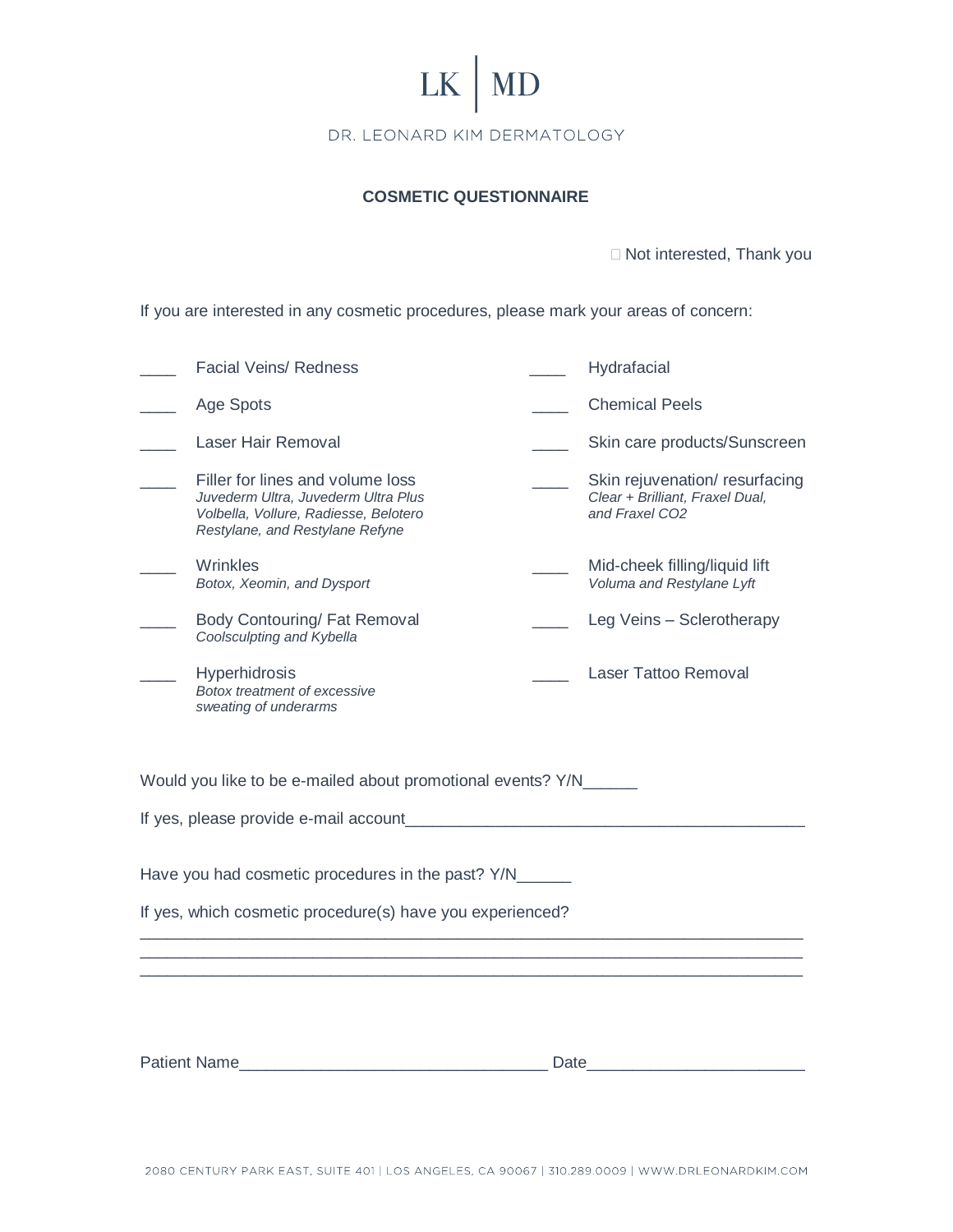LK | MD

DR. LEONARD KIM DERMATOLOGY

## COSMETIC QUESTIONNAIRE

☐ Not interested, Thank you

If you are interested in any cosmetic procedures, please mark your areas of concern:

____ Facial Veins/ Redness

____ Age Spots

____ Laser Hair Removal

____ Filler for lines and volume loss
*Juvederm Ultra, Juvederm Ultra Plus Volbella, Vollure, Radiesse, Belotero Restylane, and Restylane Refyne*

____ Wrinkles
*Botox, Xeomin, and Dysport*

____ Body Contouring/ Fat Removal
*Coolsculpting and Kybella*

____ Hyperhidrosis
*Botox treatment of excessive sweating of underarms*

____ Hydrafacial

____ Chemical Peels

____ Skin care products/Sunscreen

____ Skin rejuvenation/ resurfacing
*Clear + Brilliant, Fraxel Dual, and Fraxel CO2*

____ Mid-cheek filling/liquid lift
*Voluma and Restylane Lyft*

____ Leg Veins – Sclerotherapy

____ Laser Tattoo Removal

Would you like to be e-mailed about promotional events? Y/N______

If yes, please provide e-mail account____________________________________________

Have you had cosmetic procedures in the past? Y/N______

If yes, which cosmetic procedure(s) have you experienced?

_________________________________________________________________________

_________________________________________________________________________

_________________________________________________________________________

Patient Name_________________________________ Date_______________________

2080 CENTURY PARK EAST, SUITE 401 | LOS ANGELES, CA 90067 | 310.289.0009 | WWW.DRLEONARDKIM.COM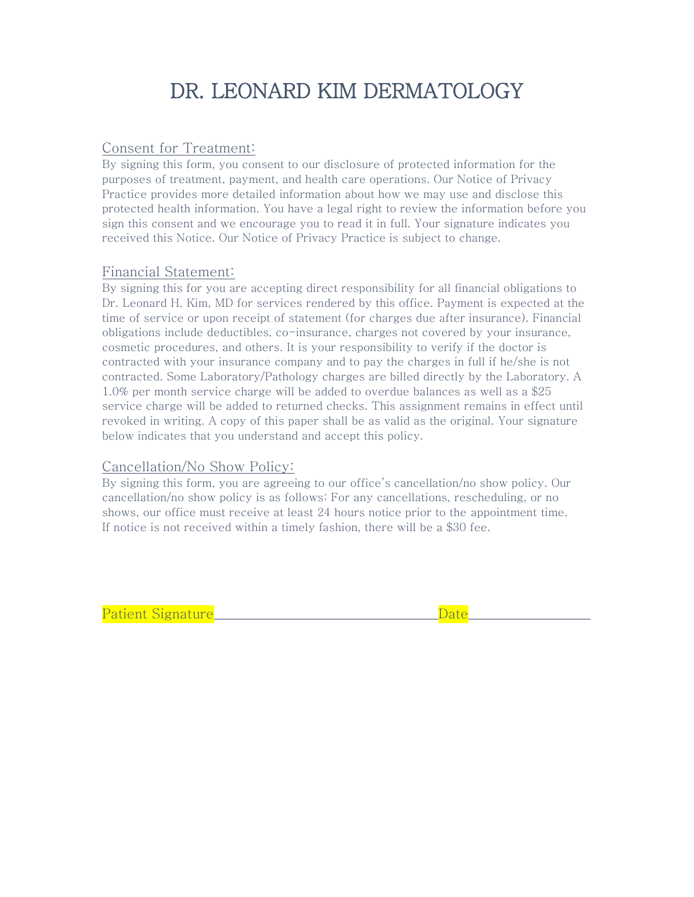# DR. LEONARD KIM DERMATOLOGY

## Consent for Treatment:

By signing this form, you consent to our disclosure of protected information for the purposes of treatment, payment, and health care operations. Our Notice of Privacy Practice provides more detailed information about how we may use and disclose this protected health information. You have a legal right to review the information before you sign this consent and we encourage you to read it in full. Your signature indicates you received this Notice. Our Notice of Privacy Practice is subject to change.

## Financial Statement:

By signing this for you are accepting direct responsibility for all financial obligations to Dr. Leonard H. Kim, MD for services rendered by this office. Payment is expected at the time of service or upon receipt of statement (for charges due after insurance). Financial obligations include deductibles, co-insurance, charges not covered by your insurance, cosmetic procedures, and others. It is your responsibility to verify if the doctor is contracted with your insurance company and to pay the charges in full if he/she is not contracted. Some Laboratory/Pathology charges are billed directly by the Laboratory. A 1.0% per month service charge will be added to overdue balances as well as a $25 service charge will be added to returned checks. This assignment remains in effect until revoked in writing. A copy of this paper shall be as valid as the original. Your signature below indicates that you understand and accept this policy.

## Cancellation/No Show Policy:

By signing this form, you are agreeing to our office's cancellation/no show policy. Our cancellation/no show policy is as follows: For any cancellations, rescheduling, or no shows, our office must receive at least 24 hours notice prior to the appointment time. If notice is not received within a timely fashion, there will be a $30 fee.

Patient Signature_________________________________ Date__________________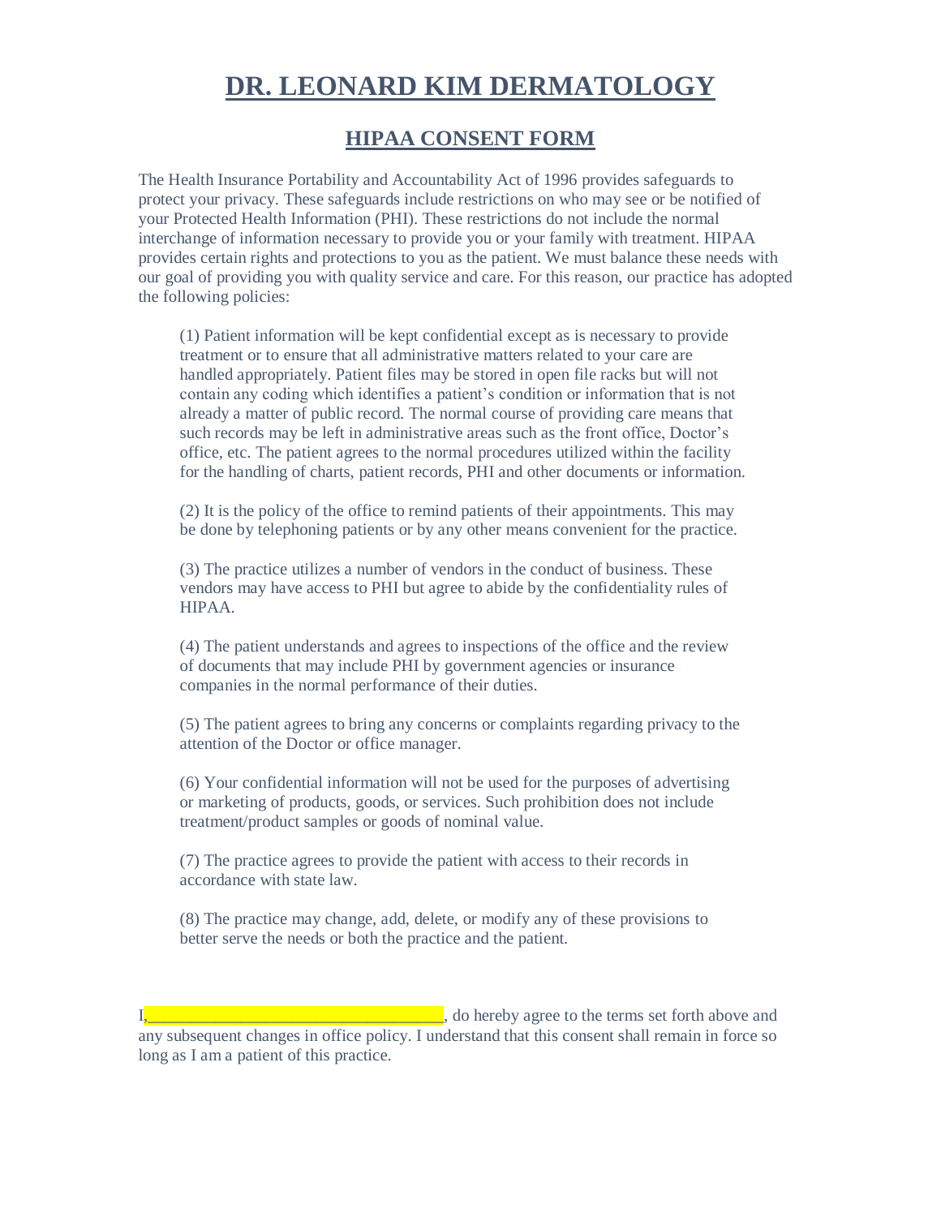# DR. LEONARD KIM DERMATOLOGY

## HIPAA CONSENT FORM

The Health Insurance Portability and Accountability Act of 1996 provides safeguards to protect your privacy. These safeguards include restrictions on who may see or be notified of your Protected Health Information (PHI). These restrictions do not include the normal interchange of information necessary to provide you or your family with treatment. HIPAA provides certain rights and protections to you as the patient. We must balance these needs with our goal of providing you with quality service and care. For this reason, our practice has adopted the following policies:

(1) Patient information will be kept confidential except as is necessary to provide treatment or to ensure that all administrative matters related to your care are handled appropriately. Patient files may be stored in open file racks but will not contain any coding which identifies a patient's condition or information that is not already a matter of public record. The normal course of providing care means that such records may be left in administrative areas such as the front office, Doctor's office, etc. The patient agrees to the normal procedures utilized within the facility for the handling of charts, patient records, PHI and other documents or information.

(2) It is the policy of the office to remind patients of their appointments. This may be done by telephoning patients or by any other means convenient for the practice.

(3) The practice utilizes a number of vendors in the conduct of business. These vendors may have access to PHI but agree to abide by the confidentiality rules of HIPAA.

(4) The patient understands and agrees to inspections of the office and the review of documents that may include PHI by government agencies or insurance companies in the normal performance of their duties.

(5) The patient agrees to bring any concerns or complaints regarding privacy to the attention of the Doctor or office manager.

(6) Your confidential information will not be used for the purposes of advertising or marketing of products, goods, or services. Such prohibition does not include treatment/product samples or goods of nominal value.

(7) The practice agrees to provide the patient with access to their records in accordance with state law.

(8) The practice may change, add, delete, or modify any of these provisions to better serve the needs or both the practice and the patient.

I,_________________________________, do hereby agree to the terms set forth above and any subsequent changes in office policy. I understand that this consent shall remain in force so long as I am a patient of this practice.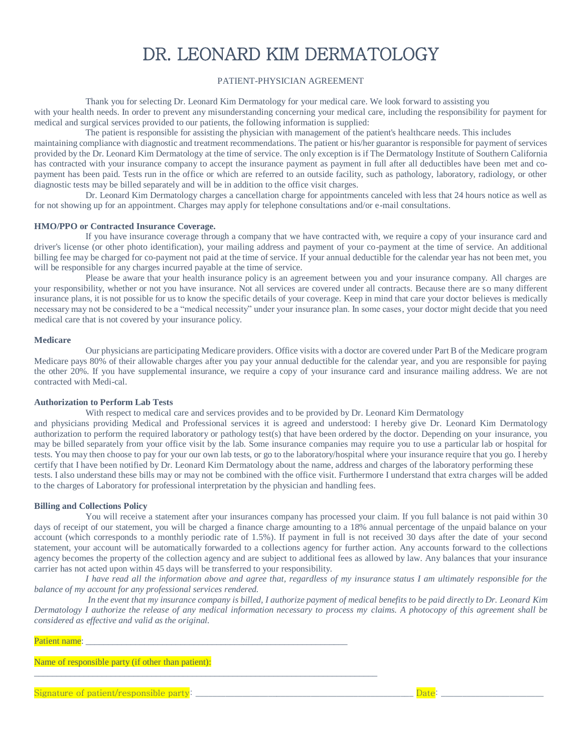# DR. LEONARD KIM DERMATOLOGY

PATIENT-PHYSICIAN AGREEMENT

Thank you for selecting Dr. Leonard Kim Dermatology for your medical care. We look forward to assisting you with your health needs. In order to prevent any misunderstanding concerning your medical care, including the responsibility for payment for medical and surgical services provided to our patients, the following information is supplied:

The patient is responsible for assisting the physician with management of the patient's healthcare needs. This includes maintaining compliance with diagnostic and treatment recommendations. The patient or his/her guarantor is responsible for payment of services provided by the Dr. Leonard Kim Dermatology at the time of service. The only exception is if The Dermatology Institute of Southern California has contracted with your insurance company to accept the insurance payment as payment in full after all deductibles have been met and co-payment has been paid. Tests run in the office or which are referred to an outside facility, such as pathology, laboratory, radiology, or other diagnostic tests may be billed separately and will be in addition to the office visit charges.

Dr. Leonard Kim Dermatology charges a cancellation charge for appointments canceled with less that 24 hours notice as well as for not showing up for an appointment. Charges may apply for telephone consultations and/or e-mail consultations.

**HMO/PPO or Contracted Insurance Coverage.**

If you have insurance coverage through a company that we have contracted with, we require a copy of your insurance card and driver's license (or other photo identification), your mailing address and payment of your co-payment at the time of service. An additional billing fee may be charged for co-payment not paid at the time of service. If your annual deductible for the calendar year has not been met, you will be responsible for any charges incurred payable at the time of service.

Please be aware that your health insurance policy is an agreement between you and your insurance company. All charges are your responsibility, whether or not you have insurance. Not all services are covered under all contracts. Because there are so many different insurance plans, it is not possible for us to know the specific details of your coverage. Keep in mind that care your doctor believes is medically necessary may not be considered to be a "medical necessity" under your insurance plan. In some cases, your doctor might decide that you need medical care that is not covered by your insurance policy.

**Medicare**

Our physicians are participating Medicare providers. Office visits with a doctor are covered under Part B of the Medicare program Medicare pays 80% of their allowable charges after you pay your annual deductible for the calendar year, and you are responsible for paying the other 20%. If you have supplemental insurance, we require a copy of your insurance card and insurance mailing address. We are not contracted with Medi-cal.

**Authorization to Perform Lab Tests**

With respect to medical care and services provides and to be provided by Dr. Leonard Kim Dermatology and physicians providing Medical and Professional services it is agreed and understood: I hereby give Dr. Leonard Kim Dermatology authorization to perform the required laboratory or pathology test(s) that have been ordered by the doctor. Depending on your insurance, you may be billed separately from your office visit by the lab. Some insurance companies may require you to use a particular lab or hospital for tests. You may then choose to pay for your our own lab tests, or go to the laboratory/hospital where your insurance require that you go. I hereby certify that I have been notified by Dr. Leonard Kim Dermatology about the name, address and charges of the laboratory performing these tests. I also understand these bills may or may not be combined with the office visit. Furthermore I understand that extra charges will be added to the charges of Laboratory for professional interpretation by the physician and handling fees.

**Billing and Collections Policy**

You will receive a statement after your insurances company has processed your claim. If you full balance is not paid within 30 days of receipt of our statement, you will be charged a finance charge amounting to a 18% annual percentage of the unpaid balance on your account (which corresponds to a monthly periodic rate of 1.5%). If payment in full is not received 30 days after the date of your second statement, your account will be automatically forwarded to a collections agency for further action. Any accounts forward to the collections agency becomes the property of the collection agency and are subject to additional fees as allowed by law. Any balances that your insurance carrier has not acted upon within 45 days will be transferred to your responsibility.

*I have read all the information above and agree that, regardless of my insurance status I am ultimately responsible for the balance of my account for any professional services rendered.*

*In the event that my insurance company is billed, I authorize payment of medical benefits to be paid directly to Dr. Leonard Kim Dermatology I authorize the release of any medical information necessary to process my claims. A photocopy of this agreement shall be considered as effective and valid as the original.*

Patient name: ____________________________________________________________

Name of responsible party (if other than patient):

______________________________________________________________________________

Signature of patient/responsible party: ___________________________________________________ Date: _______________________